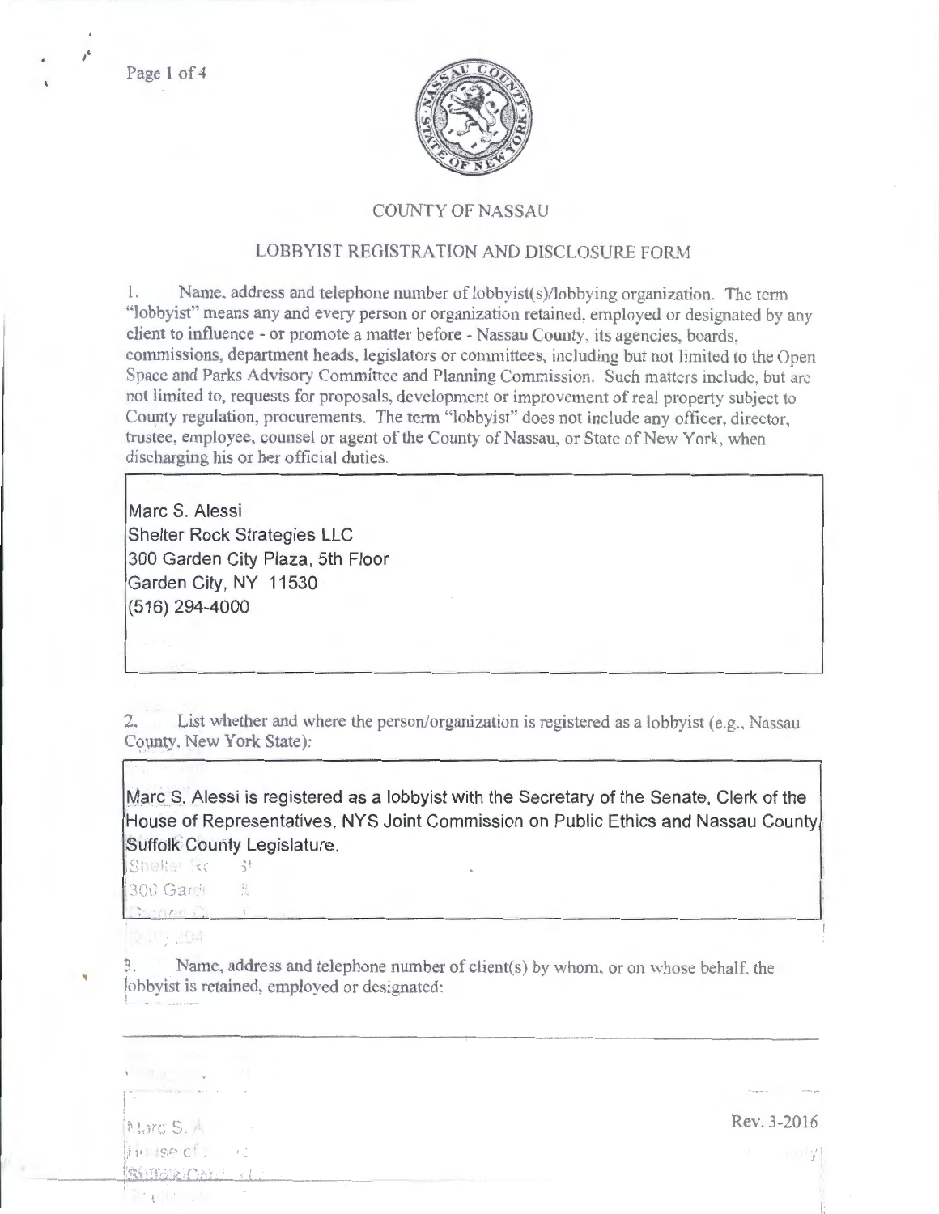# COUNTY OF NASSAU

## LOBBYIST REGISTRATION AND DISCLOSURE FORM

1. Name, address and telephone number of lobbyist(s)/lobbying organization. The term "lobbyist" means any and every person or organization retained, employed or designated by any client to influence - or promote a matter before - Nassau County, its agencies, boards, commissions, department heads, legislators or committees, including but not limited to the Open Space and Parks Advisory Committee and Planning Commission. Such matters include, but are not limited to, requests for proposals, development or improvement of real property subject to County regulation, procurements. The term "lobbyist" does not include any officer, director, trustee, employee, counsel or agent of the County of Nassau, or State of New York, when discharging his or her official duties.

Marc S. Alessi
Shelter Rock Strategies LLC
300 Garden City Plaza, 5th Floor
Garden City, NY 11530
(516) 294-4000

2. List whether and where the person/organization is registered as a lobbyist (e.g., Nassau County, New York State):

Marc S. Alessi is registered as a lobbyist with the Secretary of the Senate, Clerk of the House of Representatives, NYS Joint Commission on Public Ethics and Nassau County, Suffolk County Legislature.

3. Name, address and telephone number of client(s) by whom, or on whose behalf, the lobbyist is retained, employed or designated:

Rev. 3-2016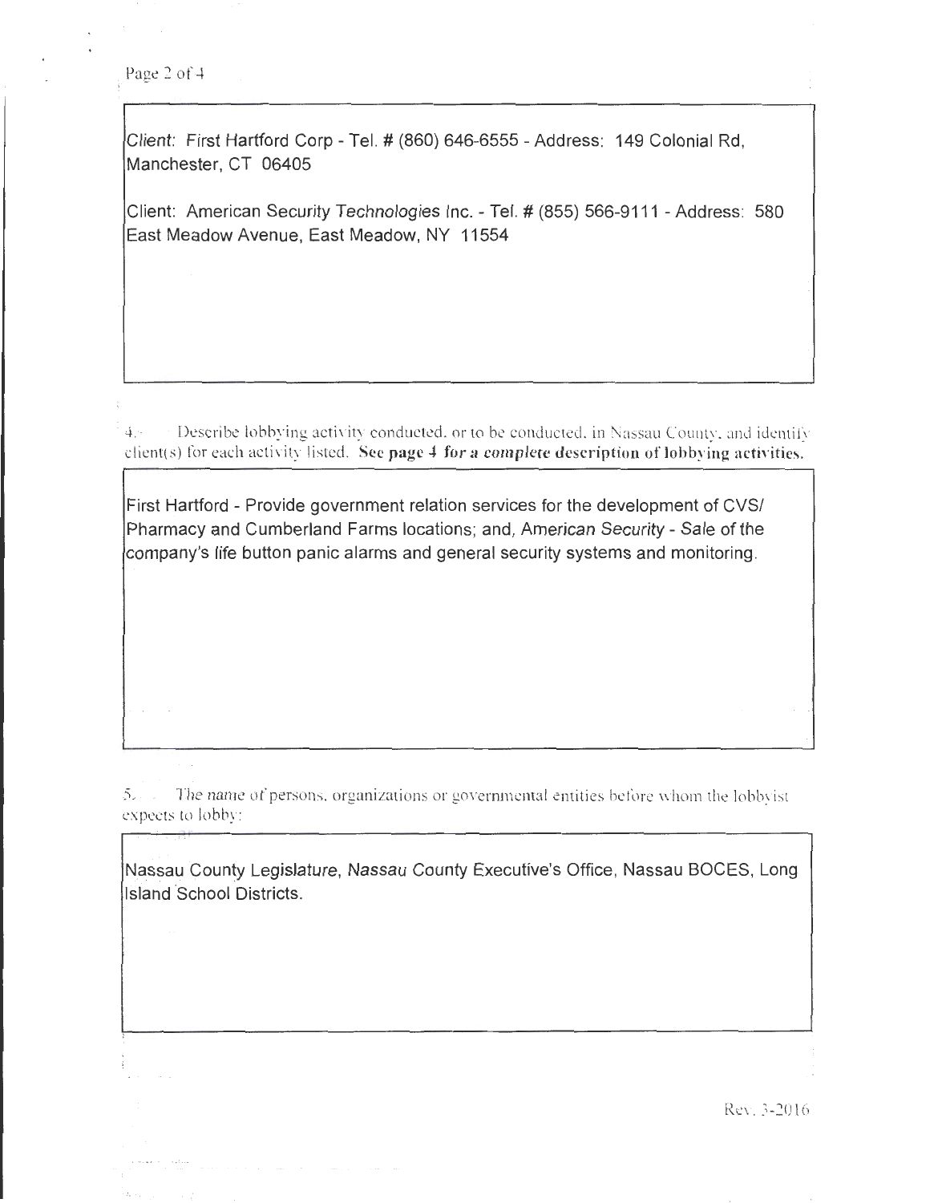Client: First Hartford Corp - Tel. # (860) 646-6555 - Address: 149 Colonial Rd, Manchester, CT 06405

Client: American Security Technologies Inc. - Tel. # (855) 566-9111 - Address: 580 East Meadow Avenue, East Meadow, NY 11554

4. Describe lobbying activity conducted, or to be conducted, in Nassau County, and identify client(s) for each activity listed. **See page 4 for a complete description of lobbying activities.**

First Hartford - Provide government relation services for the development of CVS/ Pharmacy and Cumberland Farms locations; and, American Security - Sale of the company's life button panic alarms and general security systems and monitoring.

5. The name of persons, organizations or governmental entities before whom the lobbyist expects to lobby:

Nassau County Legislature, Nassau County Executive's Office, Nassau BOCES, Long Island School Districts.

Rev. 3-2016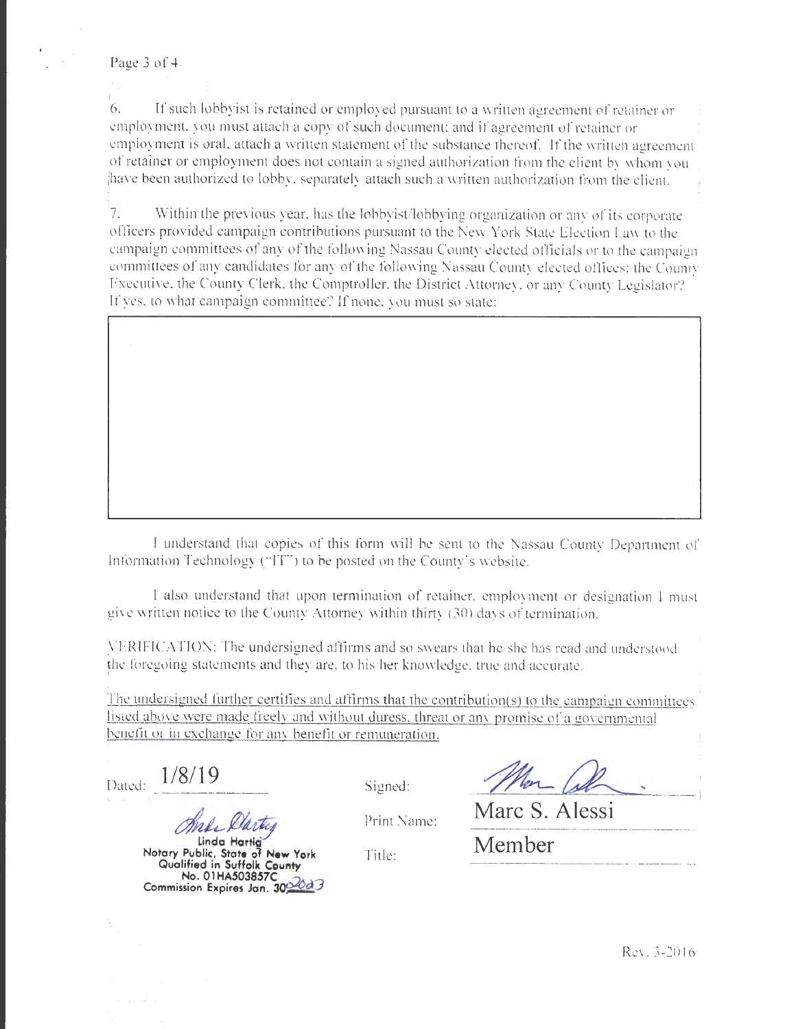6. If such lobbyist is retained or employed pursuant to a written agreement of retainer or employment, you must attach a copy of such document; and if agreement of retainer or employment is oral, attach a written statement of the substance thereof. If the written agreement of retainer or employment does not contain a signed authorization from the client by whom you have been authorized to lobby, separately attach such a written authorization from the client.

7. Within the previous year, has the lobbyist/lobbying organization or any of its corporate officers provided campaign contributions pursuant to the New York State Election Law to the campaign committees of any of the following Nassau County elected officials or to the campaign committees of any candidates for any of the following Nassau County elected offices: the County Executive, the County Clerk, the Comptroller, the District Attorney, or any County Legislator? If yes, to what campaign committee? If none, you must so state:

| |
|---|
| |

I understand that copies of this form will be sent to the Nassau County Department of Information Technology ("IT") to be posted on the County's website.

I also understand that upon termination of retainer, employment or designation I must give written notice to the County Attorney within thirty (30) days of termination.

VERIFICATION: The undersigned affirms and so swears that he/she has read and understood the foregoing statements and they are, to his/her knowledge, true and accurate.

<u>The undersigned further certifies and affirms that the contribution(s) to the campaign committees listed above were made freely and without duress, threat or any promise of a governmental benefit or in exchange for any benefit or remuneration.</u>

Dated: 1/8/19

Signed: [signature]

Print Name: Marc S. Alessi

Title: Member

[signature]
Linda Hartig
Notary Public, State of New York
Qualified in Suffolk County
No. 01HA503857C
Commission Expires Jan. 30, 2023

Rev. 3-2016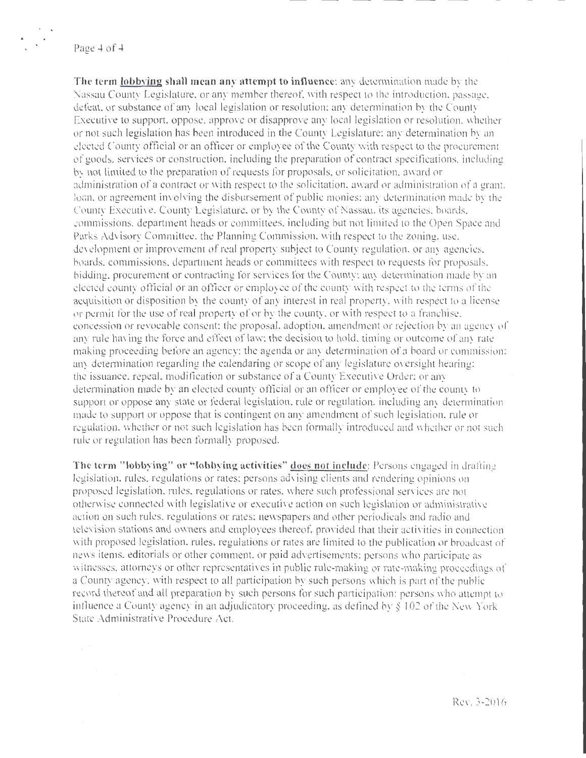**The term <u>lobbying</u> shall mean any attempt to influence**: any determination made by the Nassau County Legislature, or any member thereof, with respect to the introduction, passage, defeat, or substance of any local legislation or resolution; any determination by the County Executive to support, oppose, approve or disapprove any local legislation or resolution, whether or not such legislation has been introduced in the County Legislature; any determination by an elected County official or an officer or employee of the County with respect to the procurement of goods, services or construction, including the preparation of contract specifications, including by not limited to the preparation of requests for proposals, or solicitation, award or administration of a contract or with respect to the solicitation, award or administration of a grant, loan, or agreement involving the disbursement of public monies; any determination made by the County Executive, County Legislature, or by the County of Nassau, its agencies, boards, commissions, department heads or committees, including but not limited to the Open Space and Parks Advisory Committee, the Planning Commission, with respect to the zoning, use, development or improvement of real property subject to County regulation, or any agencies, boards, commissions, department heads or committees with respect to requests for proposals, bidding, procurement or contracting for services for the County; any determination made by an elected county official or an officer or employee of the county with respect to the terms of the acquisition or disposition by the county of any interest in real property, with respect to a license or permit for the use of real property of or by the county, or with respect to a franchise, concession or revocable consent; the proposal, adoption, amendment or rejection by an agency of any rule having the force and effect of law; the decision to hold, timing or outcome of any rate making proceeding before an agency; the agenda or any determination of a board or commission; any determination regarding the calendaring or scope of any legislature oversight hearing; the issuance, repeal, modification or substance of a County Executive Order; or any determination made by an elected county official or an officer or employee of the county to support or oppose any state or federal legislation, rule or regulation, including any determination made to support or oppose that is contingent on any amendment of such legislation, rule or regulation, whether or not such legislation has been formally introduced and whether or not such rule or regulation has been formally proposed.

**The term "lobbying" or "lobbying activities" <u>does not include</u>**: Persons engaged in drafting legislation, rules, regulations or rates; persons advising clients and rendering opinions on proposed legislation, rules, regulations or rates, where such professional services are not otherwise connected with legislative or executive action on such legislation or administrative action on such rules, regulations or rates; newspapers and other periodicals and radio and television stations and owners and employees thereof, provided that their activities in connection with proposed legislation, rules, regulations or rates are limited to the publication or broadcast of news items, editorials or other comment, or paid advertisements; persons who participate as witnesses, attorneys or other representatives in public rule-making or rate-making proceedings of a County agency, with respect to all participation by such persons which is part of the public record thereof and all preparation by such persons for such participation; persons who attempt to influence a County agency in an adjudicatory proceeding, as defined by § 102 of the New York State Administrative Procedure Act.

Rev. 3-2016